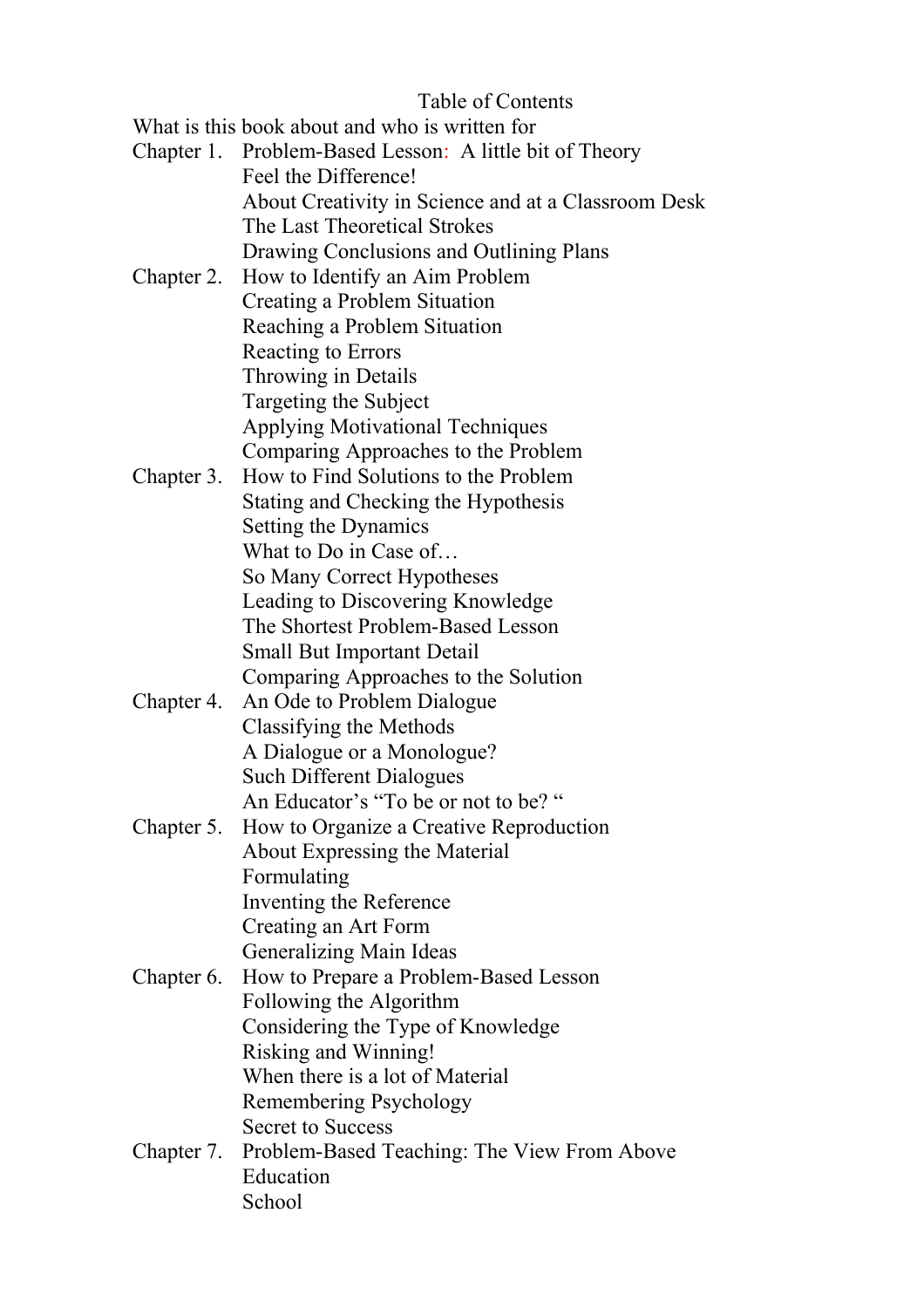# Table of Contents

What is this book about and who is written for

Chapter 1. Problem-Based Lesson: A little bit of Theory
- Feel the Difference!
- About Creativity in Science and at a Classroom Desk
- The Last Theoretical Strokes
- Drawing Conclusions and Outlining Plans

Chapter 2. How to Identify an Aim Problem
- Creating a Problem Situation
- Reaching a Problem Situation
- Reacting to Errors
- Throwing in Details
- Targeting the Subject
- Applying Motivational Techniques
- Comparing Approaches to the Problem

Chapter 3. How to Find Solutions to the Problem
- Stating and Checking the Hypothesis
- Setting the Dynamics
- What to Do in Case of…
- So Many Correct Hypotheses
- Leading to Discovering Knowledge
- The Shortest Problem-Based Lesson
- Small But Important Detail
- Comparing Approaches to the Solution

Chapter 4. An Ode to Problem Dialogue
- Classifying the Methods
- A Dialogue or a Monologue?
- Such Different Dialogues
- An Educator's "To be or not to be? "

Chapter 5. How to Organize a Creative Reproduction
- About Expressing the Material
- Formulating
- Inventing the Reference
- Creating an Art Form
- Generalizing Main Ideas

Chapter 6. How to Prepare a Problem-Based Lesson
- Following the Algorithm
- Considering the Type of Knowledge
- Risking and Winning!
- When there is a lot of Material
- Remembering Psychology
- Secret to Success

Chapter 7. Problem-Based Teaching: The View From Above
- Education
- School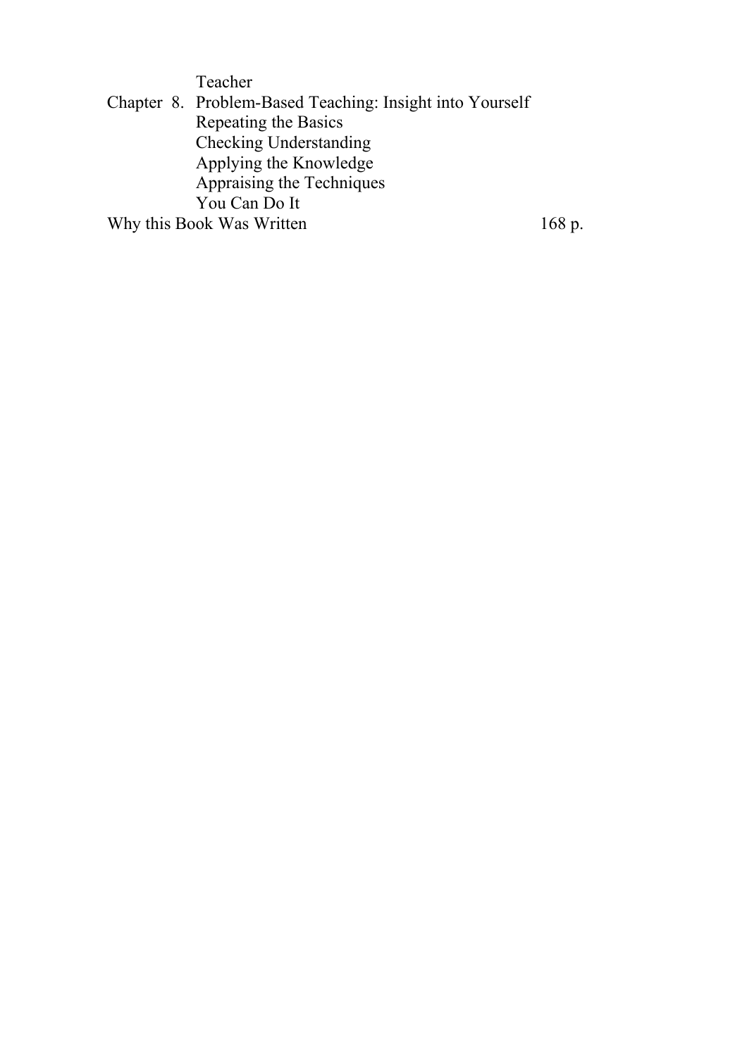Teacher

Chapter 8. Problem-Based Teaching: Insight into Yourself

Repeating the Basics

Checking Understanding

Applying the Knowledge

Appraising the Techniques

You Can Do It

Why this Book Was Written 168 p.